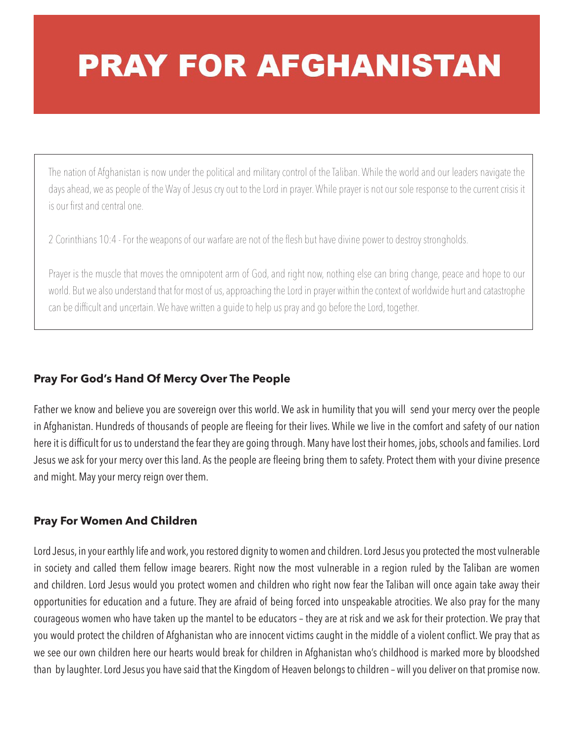# PRAY FOR AFGHANISTAN

The nation of Afghanistan is now under the political and military control of the Taliban. While the world and our leaders navigate the days ahead, we as people of the Way of Jesus cry out to the Lord in prayer. While prayer is not our sole response to the current crisis it is our first and central one.

2 Corinthians 10:4 - For the weapons of our warfare are not of the flesh but have divine power to destroy strongholds.

Prayer is the muscle that moves the omnipotent arm of God, and right now, nothing else can bring change, peace and hope to our world. But we also understand that for most of us, approaching the Lord in prayer within the context of worldwide hurt and catastrophe can be difficult and uncertain. We have written a guide to help us pray and go before the Lord, together.

**Pray For God's Hand Of Mercy Over The People**

Father we know and believe you are sovereign over this world. We ask in humility that you will send your mercy over the people in Afghanistan. Hundreds of thousands of people are fleeing for their lives. While we live in the comfort and safety of our nation here it is difficult for us to understand the fear they are going through. Many have lost their homes, jobs, schools and families. Lord Jesus we ask for your mercy over this land. As the people are fleeing bring them to safety. Protect them with your divine presence and might. May your mercy reign over them.

**Pray For Women And Children**

Lord Jesus, in your earthly life and work, you restored dignity to women and children. Lord Jesus you protected the most vulnerable in society and called them fellow image bearers. Right now the most vulnerable in a region ruled by the Taliban are women and children. Lord Jesus would you protect women and children who right now fear the Taliban will once again take away their opportunities for education and a future. They are afraid of being forced into unspeakable atrocities. We also pray for the many courageous women who have taken up the mantel to be educators – they are at risk and we ask for their protection. We pray that you would protect the children of Afghanistan who are innocent victims caught in the middle of a violent conflict. We pray that as we see our own children here our hearts would break for children in Afghanistan who's childhood is marked more by bloodshed than by laughter. Lord Jesus you have said that the Kingdom of Heaven belongs to children – will you deliver on that promise now.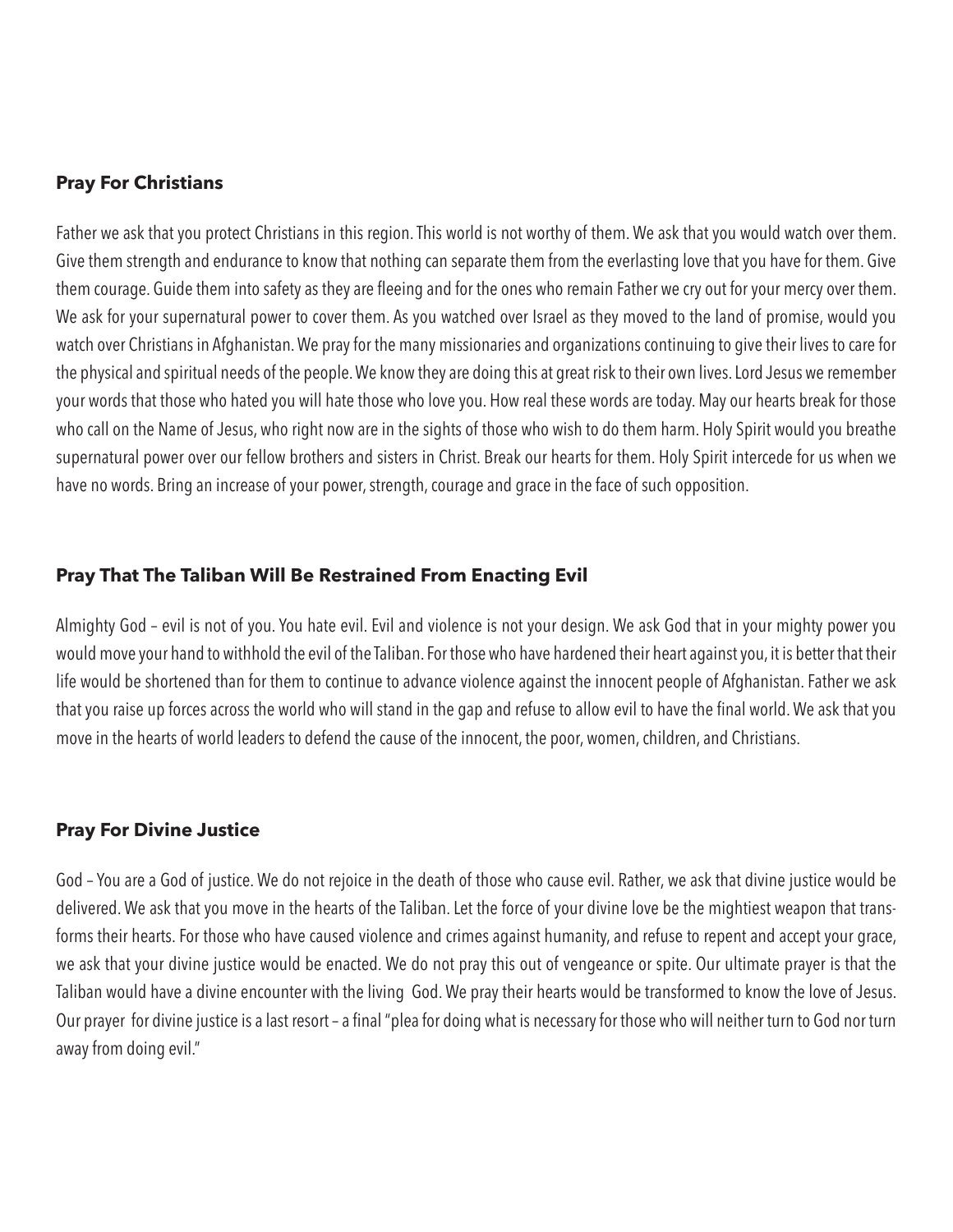**Pray For Christians**

Father we ask that you protect Christians in this region. This world is not worthy of them. We ask that you would watch over them. Give them strength and endurance to know that nothing can separate them from the everlasting love that you have for them. Give them courage. Guide them into safety as they are fleeing and for the ones who remain Father we cry out for your mercy over them. We ask for your supernatural power to cover them. As you watched over Israel as they moved to the land of promise, would you watch over Christians in Afghanistan. We pray for the many missionaries and organizations continuing to give their lives to care for the physical and spiritual needs of the people. We know they are doing this at great risk to their own lives. Lord Jesus we remember your words that those who hated you will hate those who love you. How real these words are today. May our hearts break for those who call on the Name of Jesus, who right now are in the sights of those who wish to do them harm. Holy Spirit would you breathe supernatural power over our fellow brothers and sisters in Christ. Break our hearts for them. Holy Spirit intercede for us when we have no words. Bring an increase of your power, strength, courage and grace in the face of such opposition.

**Pray That The Taliban Will Be Restrained From Enacting Evil**

Almighty God – evil is not of you. You hate evil. Evil and violence is not your design. We ask God that in your mighty power you would move your hand to withhold the evil of the Taliban. For those who have hardened their heart against you, it is better that their life would be shortened than for them to continue to advance violence against the innocent people of Afghanistan. Father we ask that you raise up forces across the world who will stand in the gap and refuse to allow evil to have the final world. We ask that you move in the hearts of world leaders to defend the cause of the innocent, the poor, women, children, and Christians.

**Pray For Divine Justice**

God – You are a God of justice. We do not rejoice in the death of those who cause evil. Rather, we ask that divine justice would be delivered. We ask that you move in the hearts of the Taliban. Let the force of your divine love be the mightiest weapon that transforms their hearts. For those who have caused violence and crimes against humanity, and refuse to repent and accept your grace, we ask that your divine justice would be enacted. We do not pray this out of vengeance or spite. Our ultimate prayer is that the Taliban would have a divine encounter with the living God. We pray their hearts would be transformed to know the love of Jesus. Our prayer for divine justice is a last resort – a final "plea for doing what is necessary for those who will neither turn to God nor turn away from doing evil."